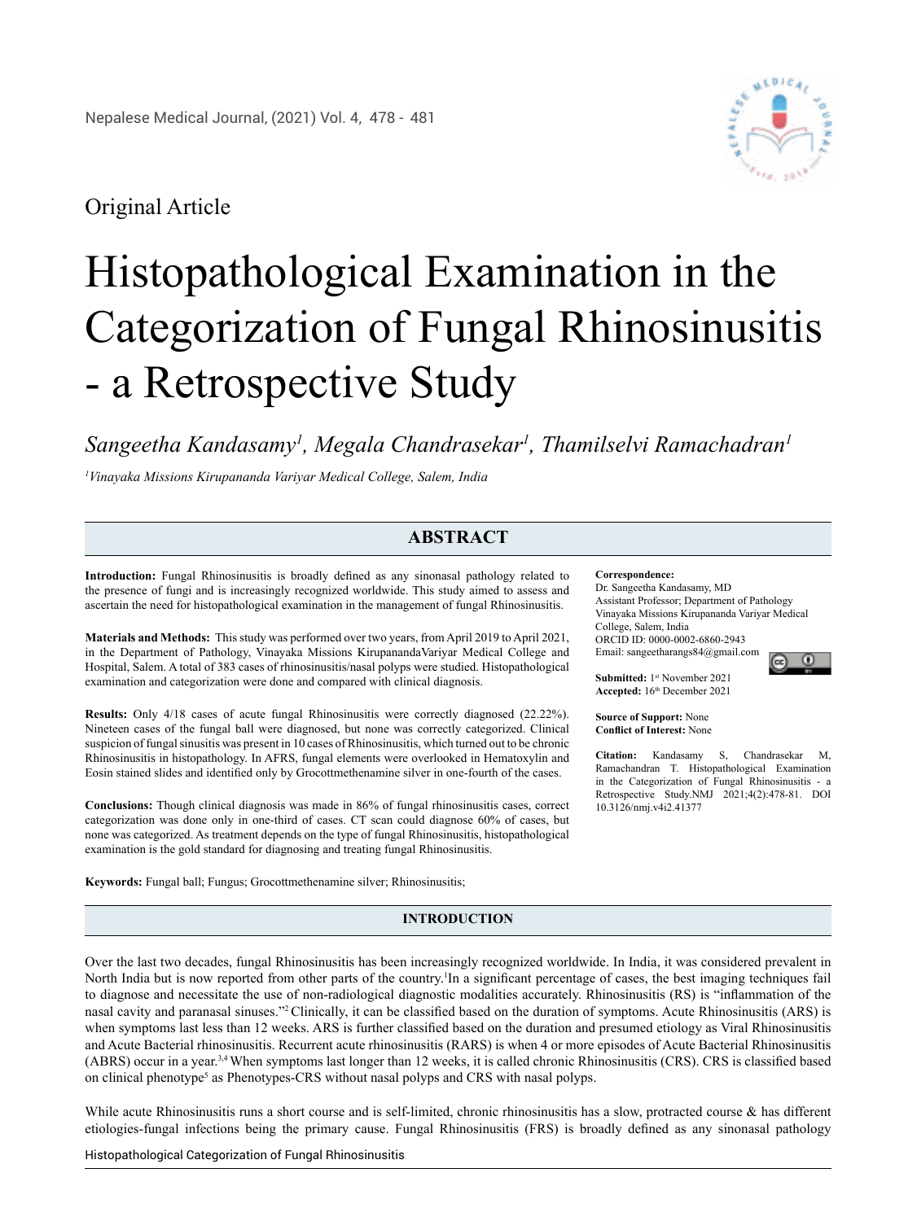Original Article

# Histopathological Examination in the Categorization of Fungal Rhinosinusitis - a Retrospective Study

*Sangeetha Kandasamy[1], Megala Chandrasekar[1], Thamilselvi Ramachadran[1]*

*[1]Vinayaka Missions Kirupananda Variyar Medical College, Salem, India*

## ABSTRACT

**Introduction:** Fungal Rhinosinusitis is broadly defined as any sinonasal pathology related to the presence of fungi and is increasingly recognized worldwide. This study aimed to assess and ascertain the need for histopathological examination in the management of fungal Rhinosinusitis.

**Materials and Methods:** This study was performed over two years, from April 2019 to April 2021, in the Department of Pathology, Vinayaka Missions KirupanandaVariyar Medical College and Hospital, Salem. A total of 383 cases of rhinosinusitis/nasal polyps were studied. Histopathological examination and categorization were done and compared with clinical diagnosis.

**Results:** Only 4/18 cases of acute fungal Rhinosinusitis were correctly diagnosed (22.22%). Nineteen cases of the fungal ball were diagnosed, but none was correctly categorized. Clinical suspicion of fungal sinusitis was present in 10 cases of Rhinosinusitis, which turned out to be chronic Rhinosinusitis in histopathology. In AFRS, fungal elements were overlooked in Hematoxylin and Eosin stained slides and identified only by Grocottmethenamine silver in one-fourth of the cases.

**Conclusions:** Though clinical diagnosis was made in 86% of fungal rhinosinusitis cases, correct categorization was done only in one-third of cases. CT scan could diagnose 60% of cases, but none was categorized. As treatment depends on the type of fungal Rhinosinusitis, histopathological examination is the gold standard for diagnosing and treating fungal Rhinosinusitis.

**Keywords:** Fungal ball; Fungus; Grocottmethenamine silver; Rhinosinusitis;

**Correspondence:**
Dr. Sangeetha Kandasamy, MD
Assistant Professor; Department of Pathology
Vinayaka Missions Kirupananda Variyar Medical College, Salem, India
ORCID ID: 0000-0002-6860-2943
Email: sangeetharangs84@gmail.com

**Submitted:** 1st November 2021
**Accepted:** 16th December 2021

**Source of Support:** None
**Conflict of Interest:** None

**Citation:** Kandasamy S, Chandrasekar M, Ramachandran T. Histopathological Examination in the Categorization of Fungal Rhinosinusitis - a Retrospective Study.NMJ 2021;4(2):478-81. DOI 10.3126/nmj.v4i2.41377

## INTRODUCTION

Over the last two decades, fungal Rhinosinusitis has been increasingly recognized worldwide. In India, it was considered prevalent in North India but is now reported from other parts of the country.[1] In a significant percentage of cases, the best imaging techniques fail to diagnose and necessitate the use of non-radiological diagnostic modalities accurately. Rhinosinusitis (RS) is "inflammation of the nasal cavity and paranasal sinuses."[2] Clinically, it can be classified based on the duration of symptoms. Acute Rhinosinusitis (ARS) is when symptoms last less than 12 weeks. ARS is further classified based on the duration and presumed etiology as Viral Rhinosinusitis and Acute Bacterial rhinosinusitis. Recurrent acute rhinosinusitis (RARS) is when 4 or more episodes of Acute Bacterial Rhinosinusitis (ABRS) occur in a year.[3,4] When symptoms last longer than 12 weeks, it is called chronic Rhinosinusitis (CRS). CRS is classified based on clinical phenotype[5] as Phenotypes-CRS without nasal polyps and CRS with nasal polyps.

While acute Rhinosinusitis runs a short course and is self-limited, chronic rhinosinusitis has a slow, protracted course & has different etiologies-fungal infections being the primary cause. Fungal Rhinosinusitis (FRS) is broadly defined as any sinonasal pathology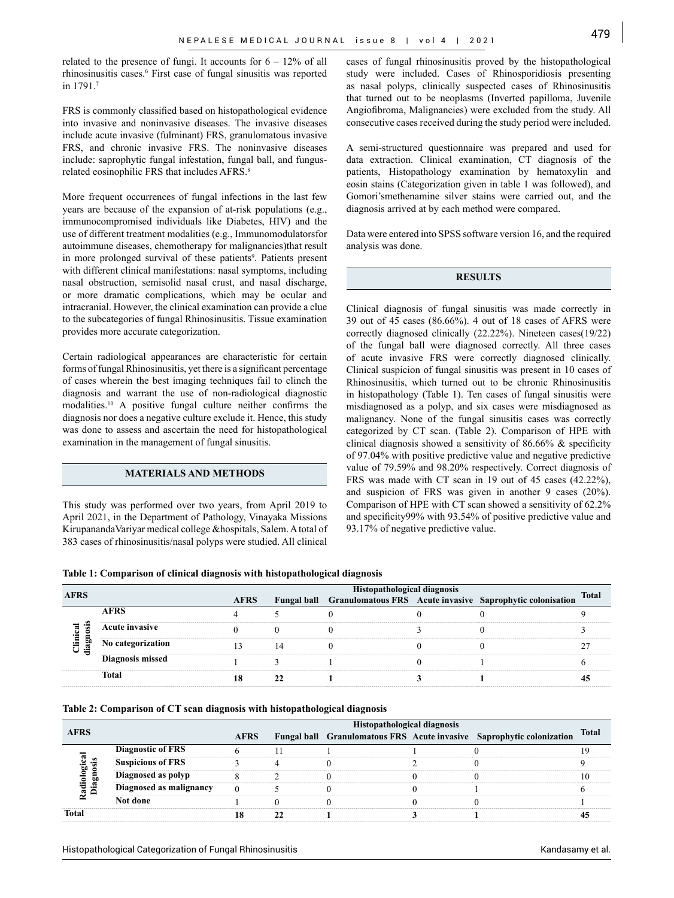related to the presence of fungi. It accounts for 6 – 12% of all rhinosinusitis cases.[6] First case of fungal sinusitis was reported in 1791.[7]

FRS is commonly classified based on histopathological evidence into invasive and noninvasive diseases. The invasive diseases include acute invasive (fulminant) FRS, granulomatous invasive FRS, and chronic invasive FRS. The noninvasive diseases include: saprophytic fungal infestation, fungal ball, and fungus-related eosinophilic FRS that includes AFRS.[8]

More frequent occurrences of fungal infections in the last few years are because of the expansion of at-risk populations (e.g., immunocompromised individuals like Diabetes, HIV) and the use of different treatment modalities (e.g., Immunomodulatorsfor autoimmune diseases, chemotherapy for malignancies)that result in more prolonged survival of these patients[9]. Patients present with different clinical manifestations: nasal symptoms, including nasal obstruction, semisolid nasal crust, and nasal discharge, or more dramatic complications, which may be ocular and intracranial. However, the clinical examination can provide a clue to the subcategories of fungal Rhinosinusitis. Tissue examination provides more accurate categorization.

Certain radiological appearances are characteristic for certain forms of fungal Rhinosinusitis, yet there is a significant percentage of cases wherein the best imaging techniques fail to clinch the diagnosis and warrant the use of non-radiological diagnostic modalities.[10] A positive fungal culture neither confirms the diagnosis nor does a negative culture exclude it. Hence, this study was done to assess and ascertain the need for histopathological examination in the management of fungal sinusitis.

## MATERIALS AND METHODS

This study was performed over two years, from April 2019 to April 2021, in the Department of Pathology, Vinayaka Missions KirupanandaVariyar medical college &hospitals, Salem. A total of 383 cases of rhinosinusitis/nasal polyps were studied. All clinical cases of fungal rhinosinusitis proved by the histopathological study were included. Cases of Rhinosporidiosis presenting as nasal polyps, clinically suspected cases of Rhinosinusitis that turned out to be neoplasms (Inverted papilloma, Juvenile Angiofibroma, Malignancies) were excluded from the study. All consecutive cases received during the study period were included.

A semi-structured questionnaire was prepared and used for data extraction. Clinical examination, CT diagnosis of the patients, Histopathology examination by hematoxylin and eosin stains (Categorization given in table 1 was followed), and Gomori'smethenamine silver stains were carried out, and the diagnosis arrived at by each method were compared.

Data were entered into SPSS software version 16, and the required analysis was done.

## RESULTS

Clinical diagnosis of fungal sinusitis was made correctly in 39 out of 45 cases (86.66%). 4 out of 18 cases of AFRS were correctly diagnosed clinically (22.22%). Nineteen cases(19/22) of the fungal ball were diagnosed correctly. All three cases of acute invasive FRS were correctly diagnosed clinically. Clinical suspicion of fungal sinusitis was present in 10 cases of Rhinosinusitis, which turned out to be chronic Rhinosinusitis in histopathology (Table 1). Ten cases of fungal sinusitis were misdiagnosed as a polyp, and six cases were misdiagnosed as malignancy. None of the fungal sinusitis cases was correctly categorized by CT scan. (Table 2). Comparison of HPE with clinical diagnosis showed a sensitivity of 86.66% & specificity of 97.04% with positive predictive value and negative predictive value of 79.59% and 98.20% respectively. Correct diagnosis of FRS was made with CT scan in 19 out of 45 cases (42.22%), and suspicion of FRS was given in another 9 cases (20%). Comparison of HPE with CT scan showed a sensitivity of 62.2% and specificity99% with 93.54% of positive predictive value and 93.17% of negative predictive value.

**Table 1: Comparison of clinical diagnosis with histopathological diagnosis**

| AFRS | | Histopathological diagnosis | | | | | Total |
|---|---|---|---|---|---|---|---|
| | | AFRS | Fungal ball | Granulomatous FRS | Acute invasive | Saprophytic colonisation | |
| Clinical diagnosis | AFRS | 4 | 5 | 0 | 0 | 0 | 9 |
| | Acute invasive | 0 | 0 | 0 | 3 | 0 | 3 |
| | No categorization | 13 | 14 | 0 | 0 | 0 | 27 |
| | Diagnosis missed | 1 | 3 | 1 | 0 | 1 | 6 |
| | **Total** | **18** | **22** | **1** | **3** | **1** | **45** |

**Table 2: Comparison of CT scan diagnosis with histopathological diagnosis**

| AFRS | | Histopathological diagnosis | | | | | Total |
|---|---|---|---|---|---|---|---|
| | | AFRS | Fungal ball | Granulomatous FRS | Acute invasive | Saprophytic colonization | |
| Radiological Diagnosis | Diagnostic of FRS | 6 | 11 | 1 | 1 | 0 | 19 |
| | Suspicious of FRS | 3 | 4 | 0 | 2 | 0 | 9 |
| | Diagnosed as polyp | 8 | 2 | 0 | 0 | 0 | 10 |
| | Diagnosed as malignancy | 0 | 5 | 0 | 0 | 1 | 6 |
| | Not done | 1 | 0 | 0 | 0 | 0 | 1 |
| **Total** | | **18** | **22** | **1** | **3** | **1** | **45** |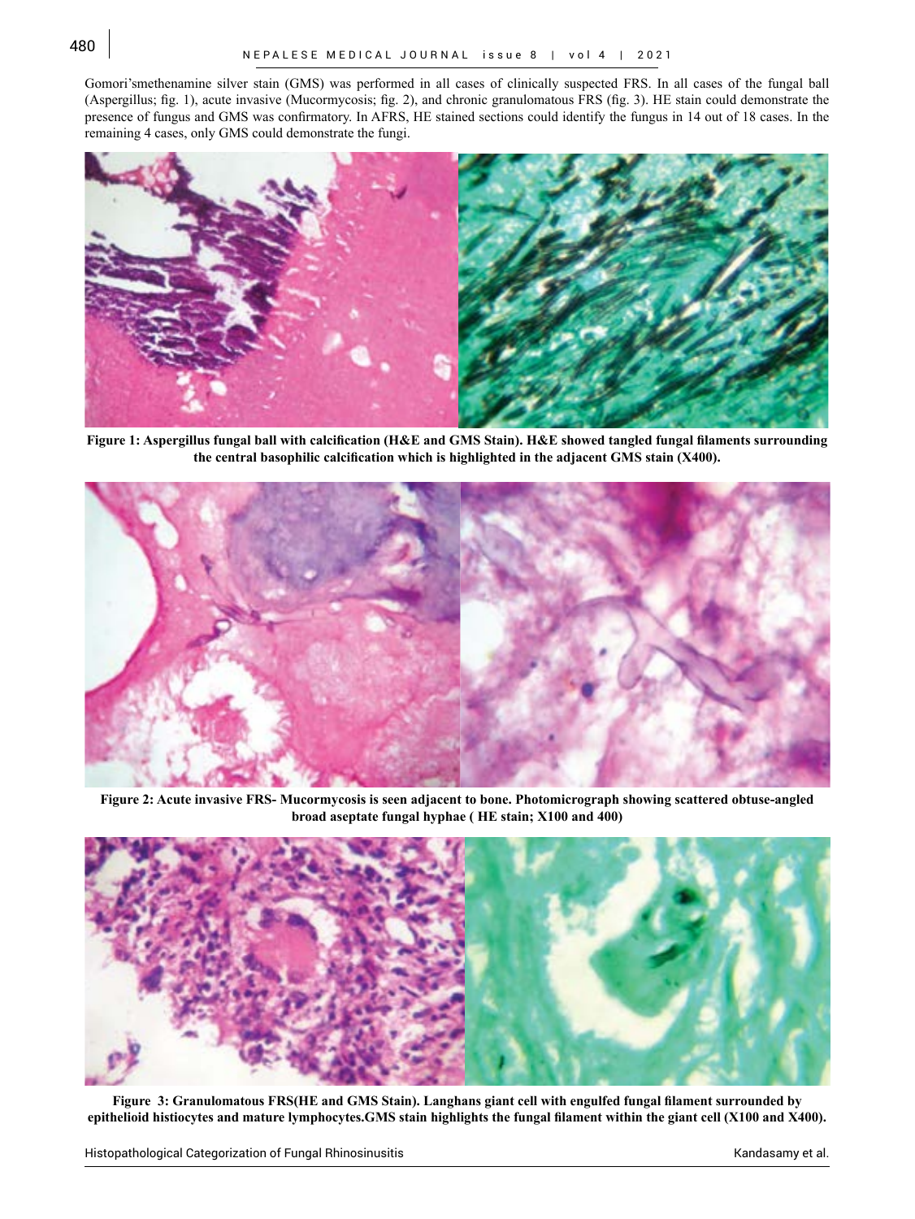Gomori'smethenamine silver stain (GMS) was performed in all cases of clinically suspected FRS. In all cases of the fungal ball (Aspergillus; fig. 1), acute invasive (Mucormycosis; fig. 2), and chronic granulomatous FRS (fig. 3). HE stain could demonstrate the presence of fungus and GMS was confirmatory. In AFRS, HE stained sections could identify the fungus in 14 out of 18 cases. In the remaining 4 cases, only GMS could demonstrate the fungi.

**Figure 1: Aspergillus fungal ball with calcification (H&E and GMS Stain). H&E showed tangled fungal filaments surrounding the central basophilic calcification which is highlighted in the adjacent GMS stain (X400).**

**Figure 2: Acute invasive FRS- Mucormycosis is seen adjacent to bone. Photomicrograph showing scattered obtuse-angled broad aseptate fungal hyphae ( HE stain; X100 and 400)**

**Figure 3: Granulomatous FRS(HE and GMS Stain). Langhans giant cell with engulfed fungal filament surrounded by epithelioid histiocytes and mature lymphocytes.GMS stain highlights the fungal filament within the giant cell (X100 and X400).**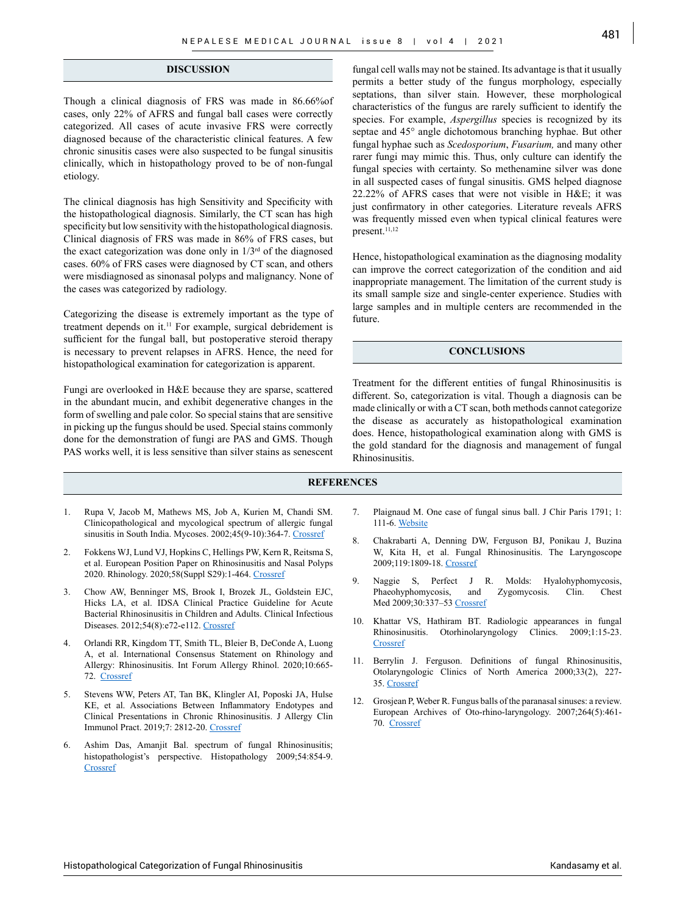## DISCUSSION

Though a clinical diagnosis of FRS was made in 86.66%of cases, only 22% of AFRS and fungal ball cases were correctly categorized. All cases of acute invasive FRS were correctly diagnosed because of the characteristic clinical features. A few chronic sinusitis cases were also suspected to be fungal sinusitis clinically, which in histopathology proved to be of non-fungal etiology.

The clinical diagnosis has high Sensitivity and Specificity with the histopathological diagnosis. Similarly, the CT scan has high specificity but low sensitivity with the histopathological diagnosis. Clinical diagnosis of FRS was made in 86% of FRS cases, but the exact categorization was done only in 1/3rd of the diagnosed cases. 60% of FRS cases were diagnosed by CT scan, and others were misdiagnosed as sinonasal polyps and malignancy. None of the cases was categorized by radiology.

Categorizing the disease is extremely important as the type of treatment depends on it.[11] For example, surgical debridement is sufficient for the fungal ball, but postoperative steroid therapy is necessary to prevent relapses in AFRS. Hence, the need for histopathological examination for categorization is apparent.

Fungi are overlooked in H&E because they are sparse, scattered in the abundant mucin, and exhibit degenerative changes in the form of swelling and pale color. So special stains that are sensitive in picking up the fungus should be used. Special stains commonly done for the demonstration of fungi are PAS and GMS. Though PAS works well, it is less sensitive than silver stains as senescent fungal cell walls may not be stained. Its advantage is that it usually permits a better study of the fungus morphology, especially septations, than silver stain. However, these morphological characteristics of the fungus are rarely sufficient to identify the species. For example, *Aspergillus* species is recognized by its septae and 45° angle dichotomous branching hyphae. But other fungal hyphae such as *Scedosporium*, *Fusarium,* and many other rarer fungi may mimic this. Thus, only culture can identify the fungal species with certainty. So methenamine silver was done in all suspected cases of fungal sinusitis. GMS helped diagnose 22.22% of AFRS cases that were not visible in H&E; it was just confirmatory in other categories. Literature reveals AFRS was frequently missed even when typical clinical features were present.[11,12]

Hence, histopathological examination as the diagnosing modality can improve the correct categorization of the condition and aid inappropriate management. The limitation of the current study is its small sample size and single-center experience. Studies with large samples and in multiple centers are recommended in the future.

## CONCLUSIONS

Treatment for the different entities of fungal Rhinosinusitis is different. So, categorization is vital. Though a diagnosis can be made clinically or with a CT scan, both methods cannot categorize the disease as accurately as histopathological examination does. Hence, histopathological examination along with GMS is the gold standard for the diagnosis and management of fungal Rhinosinusitis.

## REFERENCES

1. Rupa V, Jacob M, Mathews MS, Job A, Kurien M, Chandi SM. Clinicopathological and mycological spectrum of allergic fungal sinusitis in South India. Mycoses. 2002;45(9-10):364-7. Crossref
2. Fokkens WJ, Lund VJ, Hopkins C, Hellings PW, Kern R, Reitsma S, et al. European Position Paper on Rhinosinusitis and Nasal Polyps 2020. Rhinology. 2020;58(Suppl S29):1-464. Crossref
3. Chow AW, Benninger MS, Brook I, Brozek JL, Goldstein EJC, Hicks LA, et al. IDSA Clinical Practice Guideline for Acute Bacterial Rhinosinusitis in Children and Adults. Clinical Infectious Diseases. 2012;54(8):e72-e112. Crossref
4. Orlandi RR, Kingdom TT, Smith TL, Bleier B, DeConde A, Luong A, et al. International Consensus Statement on Rhinology and Allergy: Rhinosinusitis. Int Forum Allergy Rhinol. 2020;10:665-72. Crossref
5. Stevens WW, Peters AT, Tan BK, Klingler AI, Poposki JA, Hulse KE, et al. Associations Between Inflammatory Endotypes and Clinical Presentations in Chronic Rhinosinusitis. J Allergy Clin Immunol Pract. 2019;7: 2812-20. Crossref
6. Ashim Das, Amanjit Bal. spectrum of fungal Rhinosinusitis; histopathologist's perspective. Histopathology 2009;54:854-9. Crossref
7. Plaignaud M. One case of fungal sinus ball. J Chir Paris 1791; 1: 111-6. Website
8. Chakrabarti A, Denning DW, Ferguson BJ, Ponikau J, Buzina W, Kita H, et al. Fungal Rhinosinusitis. The Laryngoscope 2009;119:1809-18. Crossref
9. Naggie S, Perfect J R. Molds: Hyalohyphomycosis, Phaeohyphomycosis, and Zygomycosis. Clin. Chest Med 2009;30:337–53 Crossref
10. Khattar VS, Hathiram BT. Radiologic appearances in fungal Rhinosinusitis. Otorhinolaryngology Clinics. 2009;1:15-23. Crossref
11. Berrylin J. Ferguson. Definitions of fungal Rhinosinusitis, Otolaryngologic Clinics of North America 2000;33(2), 227-35. Crossref
12. Grosjean P, Weber R. Fungus balls of the paranasal sinuses: a review. European Archives of Oto-rhino-laryngology. 2007;264(5):461-70. Crossref